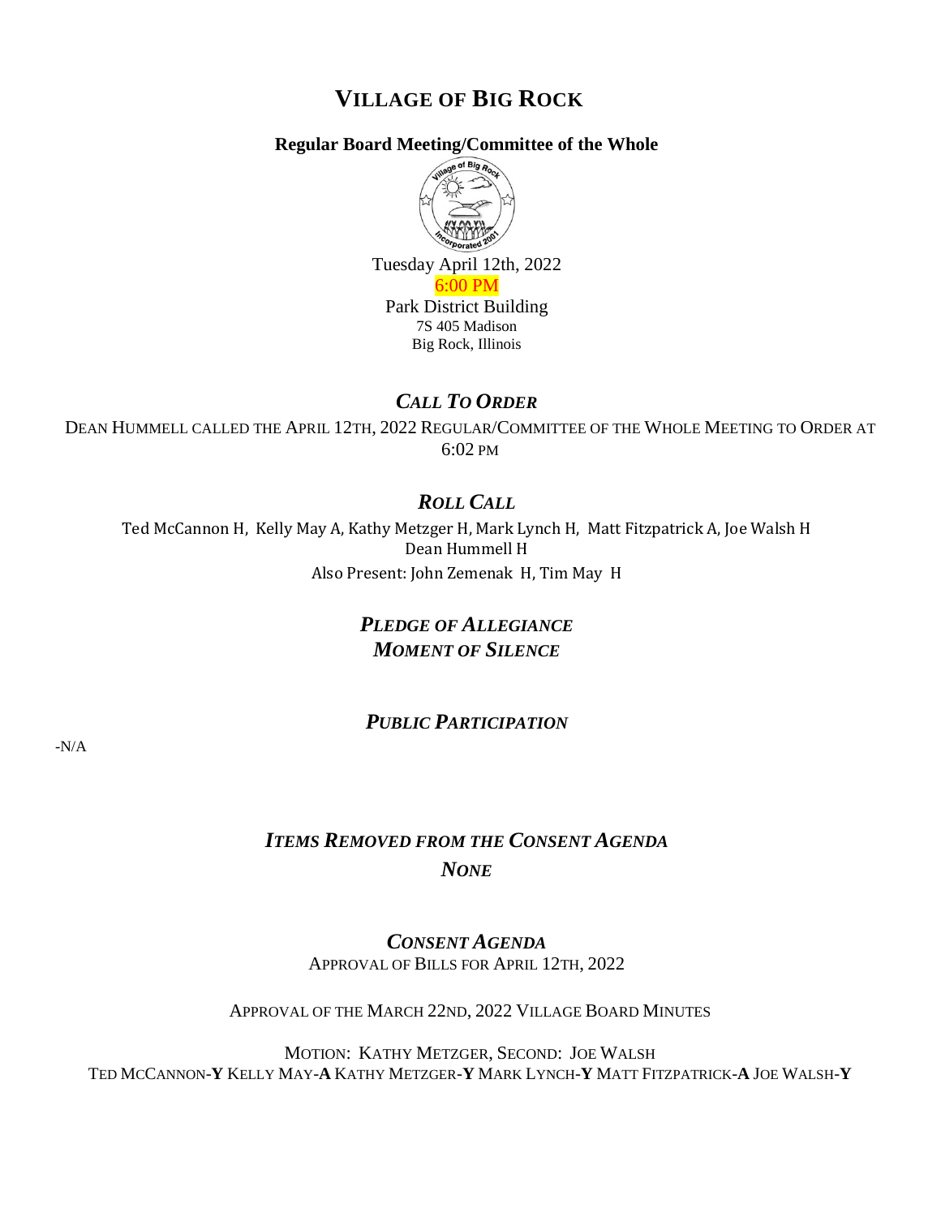# VILLAGE OF BIG ROCK

**Regular Board Meeting/Committee of the Whole**

Tuesday April 12th, 2022

6:00 PM

Park District Building

7S 405 Madison

Big Rock, Illinois

## *CALL TO ORDER*

DEAN HUMMELL CALLED THE APRIL 12TH, 2022 REGULAR/COMMITTEE OF THE WHOLE MEETING TO ORDER AT 6:02 PM

## *ROLL CALL*

Ted McCannon H, Kelly May A, Kathy Metzger H, Mark Lynch H, Matt Fitzpatrick A, Joe Walsh H

Dean Hummell H

Also Present: John Zemenak H, Tim May H

## *PLEDGE OF ALLEGIANCE*

## *MOMENT OF SILENCE*

## *PUBLIC PARTICIPATION*

-N/A

## *ITEMS REMOVED FROM THE CONSENT AGENDA*

*NONE*

## *CONSENT AGENDA*

APPROVAL OF BILLS FOR APRIL 12TH, 2022

APPROVAL OF THE MARCH 22ND, 2022 VILLAGE BOARD MINUTES

MOTION: KATHY METZGER, SECOND: JOE WALSH

TED MCCANNON-**Y** KELLY MAY-**A** KATHY METZGER-**Y** MARK LYNCH-**Y** MATT FITZPATRICK-**A** JOE WALSH-**Y**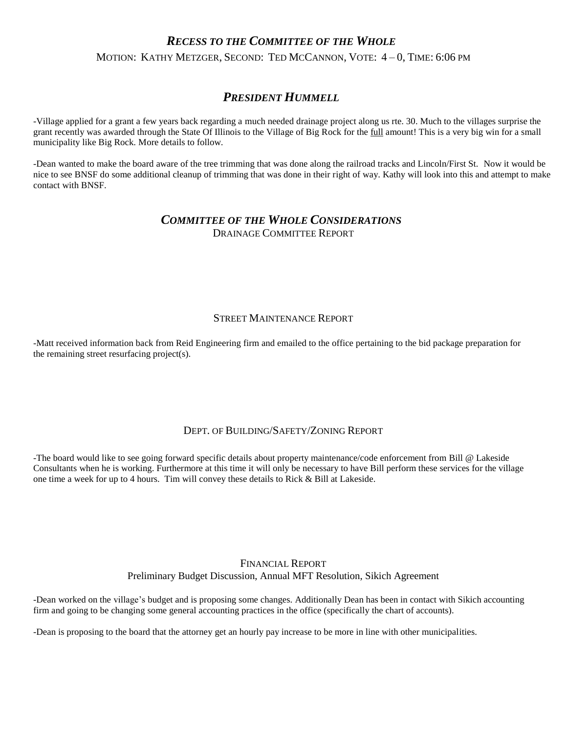## *RECESS TO THE COMMITTEE OF THE WHOLE*

MOTION: KATHY METZGER, SECOND: TED MCCANNON, VOTE: 4 – 0, TIME: 6:06 PM

## *PRESIDENT HUMMELL*

-Village applied for a grant a few years back regarding a much needed drainage project along us rte. 30. Much to the villages surprise the grant recently was awarded through the State Of Illinois to the Village of Big Rock for the full amount! This is a very big win for a small municipality like Big Rock. More details to follow.

-Dean wanted to make the board aware of the tree trimming that was done along the railroad tracks and Lincoln/First St. Now it would be nice to see BNSF do some additional cleanup of trimming that was done in their right of way. Kathy will look into this and attempt to make contact with BNSF.

## *COMMITTEE OF THE WHOLE CONSIDERATIONS*

### DRAINAGE COMMITTEE REPORT

### STREET MAINTENANCE REPORT

-Matt received information back from Reid Engineering firm and emailed to the office pertaining to the bid package preparation for the remaining street resurfacing project(s).

### DEPT. OF BUILDING/SAFETY/ZONING REPORT

-The board would like to see going forward specific details about property maintenance/code enforcement from Bill @ Lakeside Consultants when he is working. Furthermore at this time it will only be necessary to have Bill perform these services for the village one time a week for up to 4 hours. Tim will convey these details to Rick & Bill at Lakeside.

### FINANCIAL REPORT

Preliminary Budget Discussion, Annual MFT Resolution, Sikich Agreement

-Dean worked on the village's budget and is proposing some changes. Additionally Dean has been in contact with Sikich accounting firm and going to be changing some general accounting practices in the office (specifically the chart of accounts).

-Dean is proposing to the board that the attorney get an hourly pay increase to be more in line with other municipalities.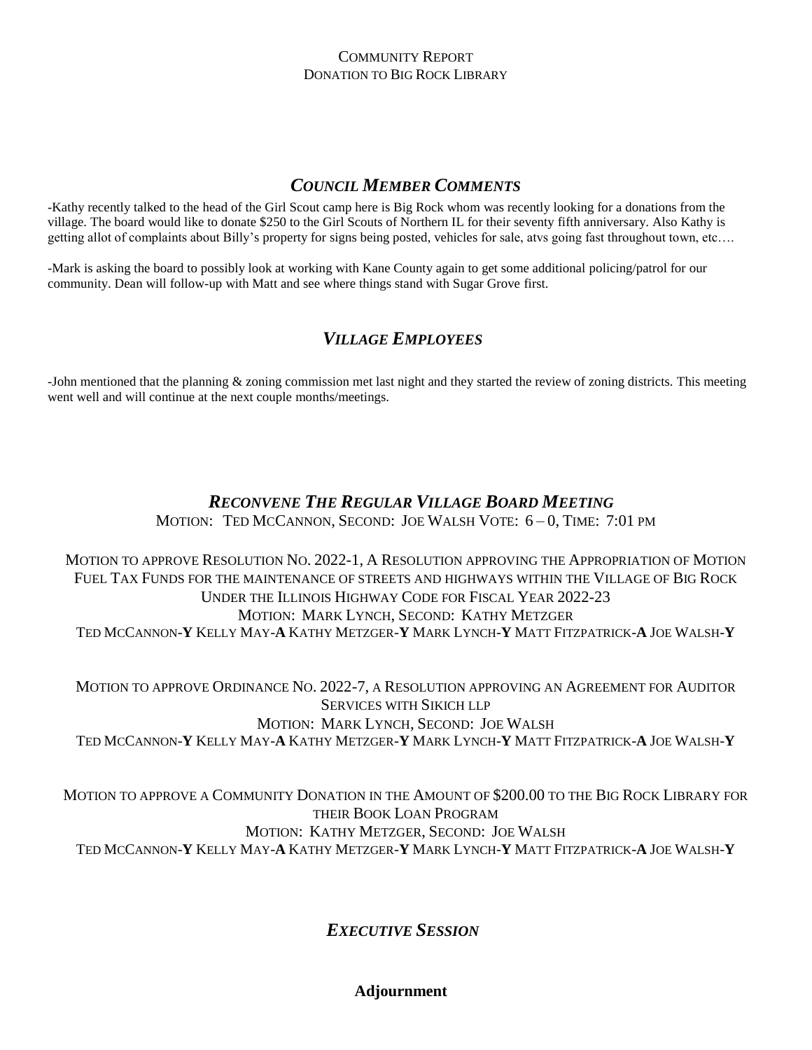COMMUNITY REPORT
DONATION TO BIG ROCK LIBRARY

## *COUNCIL MEMBER COMMENTS*

-Kathy recently talked to the head of the Girl Scout camp here is Big Rock whom was recently looking for a donations from the village. The board would like to donate $250 to the Girl Scouts of Northern IL for their seventy fifth anniversary. Also Kathy is getting allot of complaints about Billy's property for signs being posted, vehicles for sale, atvs going fast throughout town, etc….

-Mark is asking the board to possibly look at working with Kane County again to get some additional policing/patrol for our community. Dean will follow-up with Matt and see where things stand with Sugar Grove first.

## *VILLAGE EMPLOYEES*

-John mentioned that the planning & zoning commission met last night and they started the review of zoning districts. This meeting went well and will continue at the next couple months/meetings.

## *RECONVENE THE REGULAR VILLAGE BOARD MEETING*

MOTION: TED MCCANNON, SECOND: JOE WALSH VOTE: 6 – 0, TIME: 7:01 PM

MOTION TO APPROVE RESOLUTION NO. 2022-1, A RESOLUTION APPROVING THE APPROPRIATION OF MOTION FUEL TAX FUNDS FOR THE MAINTENANCE OF STREETS AND HIGHWAYS WITHIN THE VILLAGE OF BIG ROCK UNDER THE ILLINOIS HIGHWAY CODE FOR FISCAL YEAR 2022-23
MOTION: MARK LYNCH, SECOND: KATHY METZGER
TED MCCANNON-**Y** KELLY MAY-**A** KATHY METZGER-**Y** MARK LYNCH-**Y** MATT FITZPATRICK-**A** JOE WALSH-**Y**

MOTION TO APPROVE ORDINANCE NO. 2022-7, A RESOLUTION APPROVING AN AGREEMENT FOR AUDITOR SERVICES WITH SIKICH LLP
MOTION: MARK LYNCH, SECOND: JOE WALSH
TED MCCANNON-**Y** KELLY MAY-**A** KATHY METZGER-**Y** MARK LYNCH-**Y** MATT FITZPATRICK-**A** JOE WALSH-**Y**

MOTION TO APPROVE A COMMUNITY DONATION IN THE AMOUNT OF $200.00 TO THE BIG ROCK LIBRARY FOR THEIR BOOK LOAN PROGRAM
MOTION: KATHY METZGER, SECOND: JOE WALSH
TED MCCANNON-**Y** KELLY MAY-**A** KATHY METZGER-**Y** MARK LYNCH-**Y** MATT FITZPATRICK-**A** JOE WALSH-**Y**

## *EXECUTIVE SESSION*

### **Adjournment**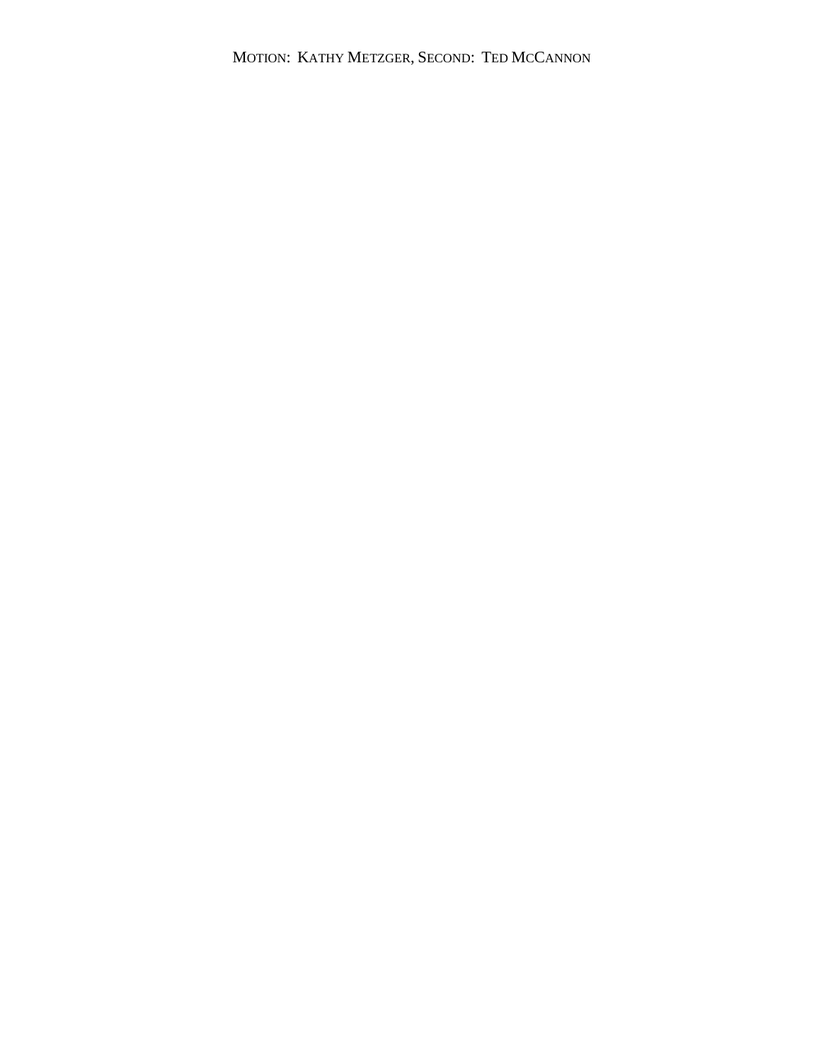MOTION: KATHY METZGER, SECOND: TED MCCANNON